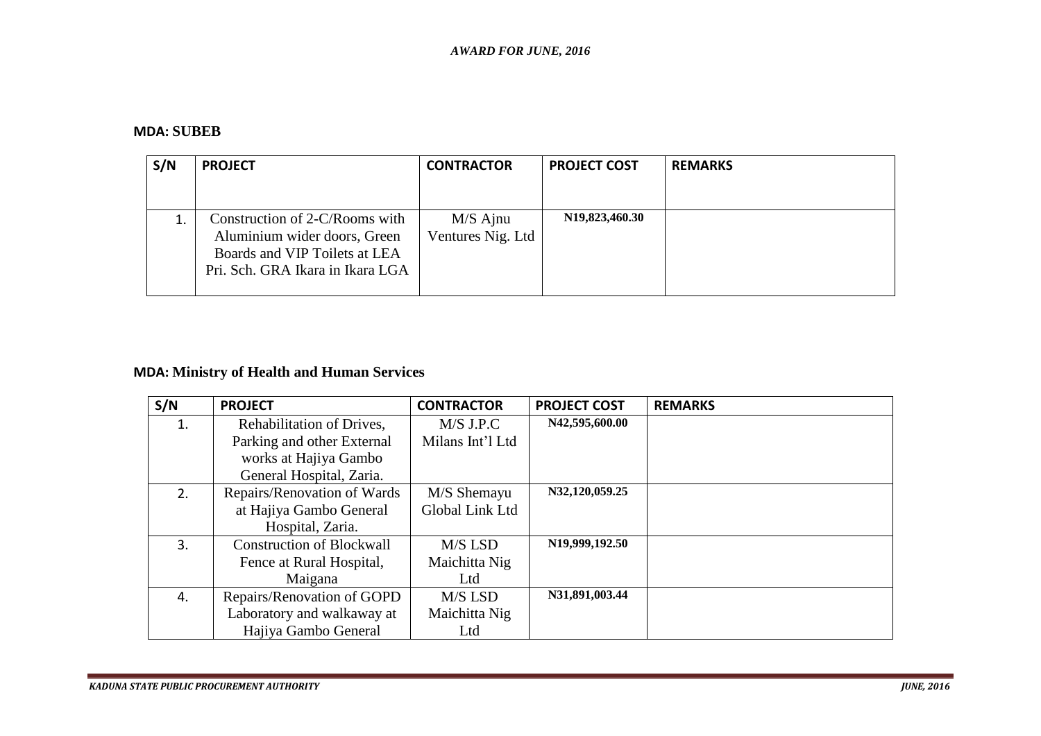***AWARD FOR JUNE, 2016***

**MDA: SUBEB**

| S/N | PROJECT | CONTRACTOR | PROJECT COST | REMARKS |
|---|---|---|---|---|
| 1. | Construction of 2-C/Rooms with Aluminium wider doors, Green Boards and VIP Toilets at LEA Pri. Sch. GRA Ikara in Ikara LGA | M/S Ajnu Ventures Nig. Ltd | N19,823,460.30 | |

**MDA: Ministry of Health and Human Services**

| S/N | PROJECT | CONTRACTOR | PROJECT COST | REMARKS |
|---|---|---|---|---|
| 1. | Rehabilitation of Drives, Parking and other External works at Hajiya Gambo General Hospital, Zaria. | M/S J.P.C Milans Int'l Ltd | N42,595,600.00 | |
| 2. | Repairs/Renovation of Wards at Hajiya Gambo General Hospital, Zaria. | M/S Shemayu Global Link Ltd | N32,120,059.25 | |
| 3. | Construction of Blockwall Fence at Rural Hospital, Maigana | M/S LSD Maichitta Nig Ltd | N19,999,192.50 | |
| 4. | Repairs/Renovation of GOPD Laboratory and walkaway at Hajiya Gambo General | M/S LSD Maichitta Nig Ltd | N31,891,003.44 | |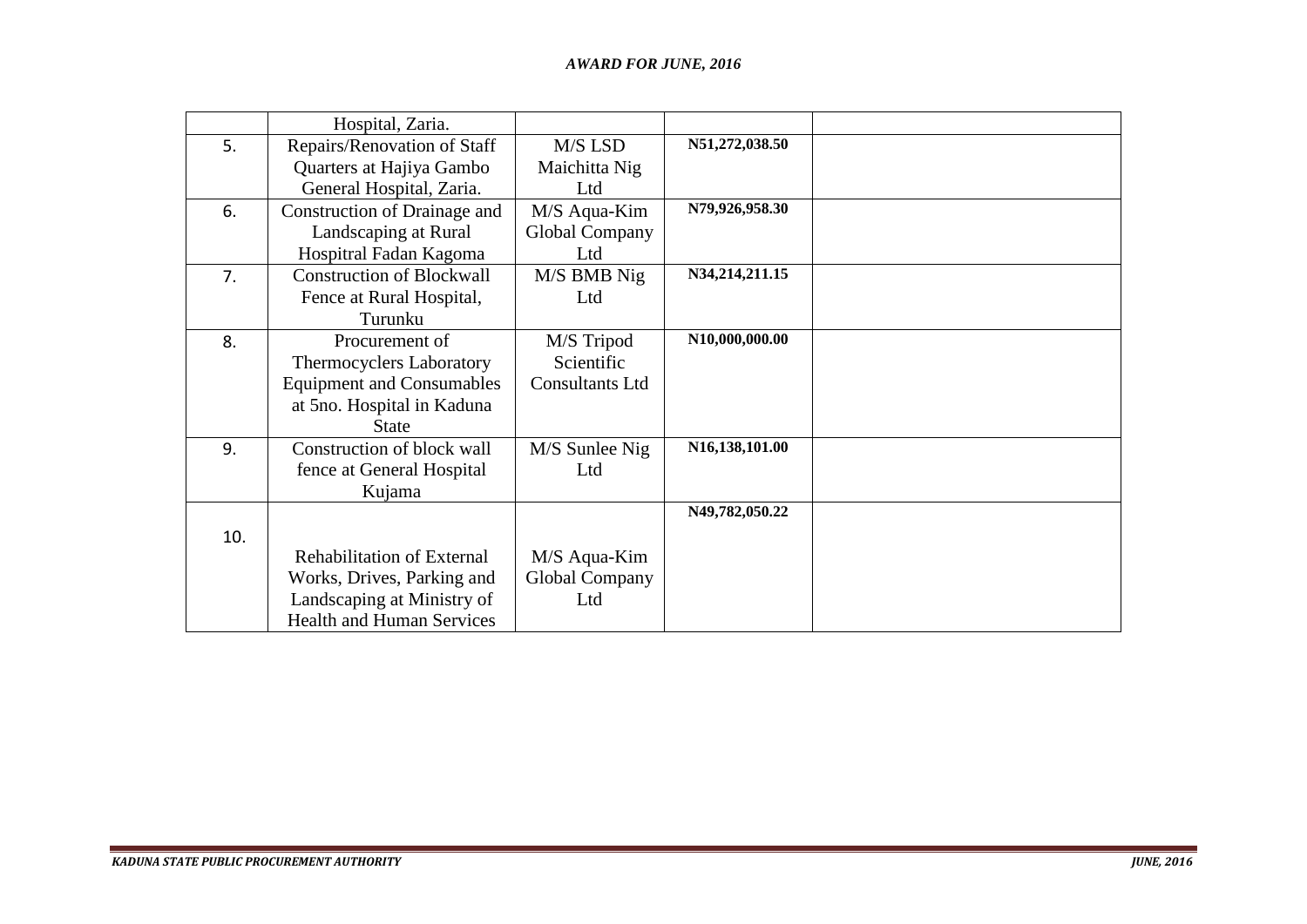*AWARD FOR JUNE, 2016*

| | | | | |
|---|---|---|---|---|
| | Hospital, Zaria. | | | |
| 5. | Repairs/Renovation of Staff Quarters at Hajiya Gambo General Hospital, Zaria. | M/S LSD Maichitta Nig Ltd | **N51,272,038.50** | |
| 6. | Construction of Drainage and Landscaping at Rural Hospitral Fadan Kagoma | M/S Aqua-Kim Global Company Ltd | **N79,926,958.30** | |
| 7. | Construction of Blockwall Fence at Rural Hospital, Turunku | M/S BMB Nig Ltd | **N34,214,211.15** | |
| 8. | Procurement of Thermocyclers Laboratory Equipment and Consumables at 5no. Hospital in Kaduna State | M/S Tripod Scientific Consultants Ltd | **N10,000,000.00** | |
| 9. | Construction of block wall fence at General Hospital Kujama | M/S Sunlee Nig Ltd | **N16,138,101.00** | |
| 10. | Rehabilitation of External Works, Drives, Parking and Landscaping at Ministry of Health and Human Services | M/S Aqua-Kim Global Company Ltd | **N49,782,050.22** | |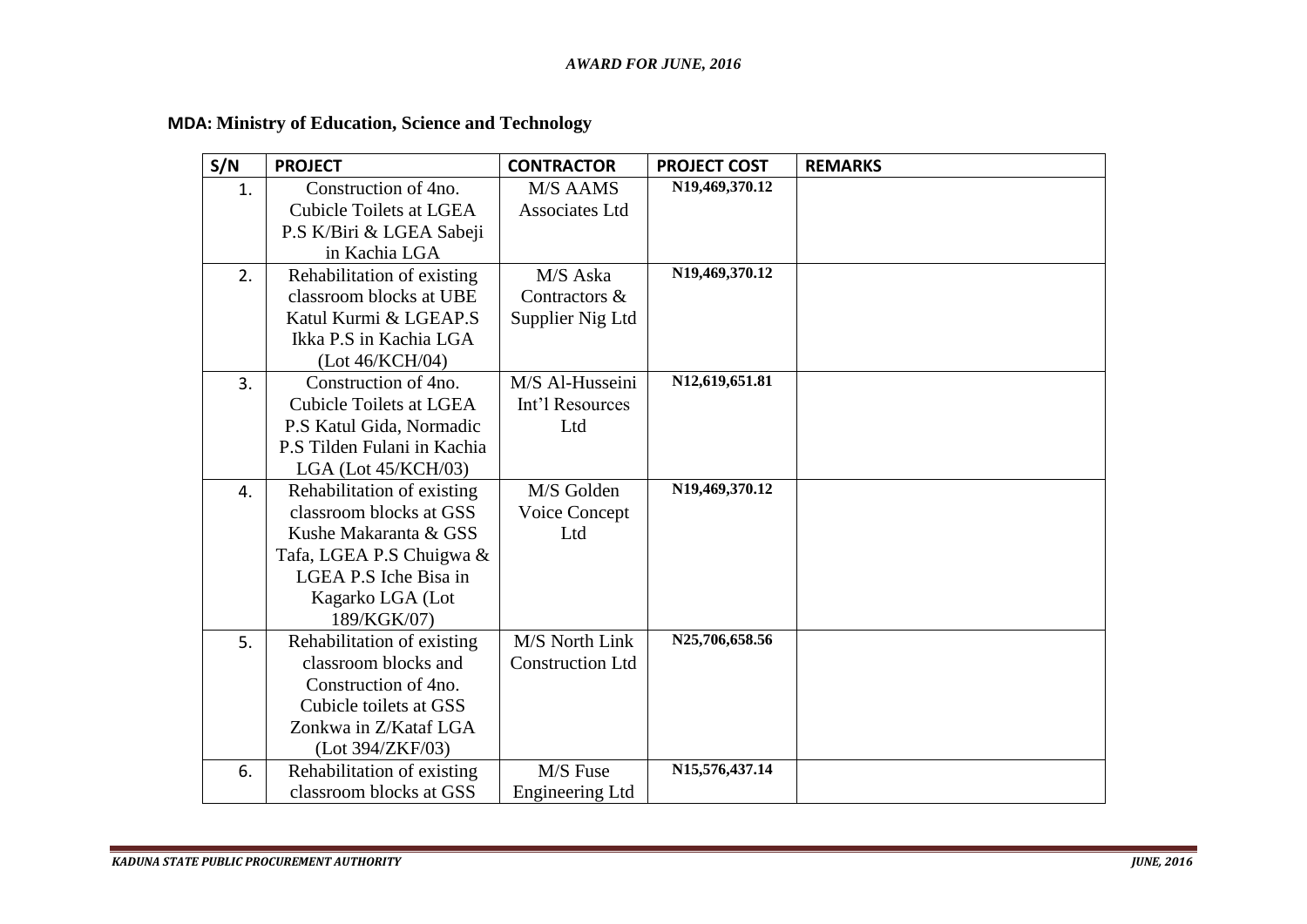*AWARD FOR JUNE, 2016*

**MDA: Ministry of Education, Science and Technology**

| S/N | PROJECT | CONTRACTOR | PROJECT COST | REMARKS |
|---|---|---|---|---|
| 1. | Construction of 4no. Cubicle Toilets at LGEA P.S K/Biri & LGEA Sabeji in Kachia LGA | M/S AAMS Associates Ltd | N19,469,370.12 | |
| 2. | Rehabilitation of existing classroom blocks at UBE Katul Kurmi & LGEAP.S Ikka P.S in Kachia LGA (Lot 46/KCH/04) | M/S Aska Contractors & Supplier Nig Ltd | N19,469,370.12 | |
| 3. | Construction of 4no. Cubicle Toilets at LGEA P.S Katul Gida, Normadic P.S Tilden Fulani in Kachia LGA (Lot 45/KCH/03) | M/S Al-Husseini Int'l Resources Ltd | N12,619,651.81 | |
| 4. | Rehabilitation of existing classroom blocks at GSS Kushe Makaranta & GSS Tafa, LGEA P.S Chuigwa & LGEA P.S Iche Bisa in Kagarko LGA (Lot 189/KGK/07) | M/S Golden Voice Concept Ltd | N19,469,370.12 | |
| 5. | Rehabilitation of existing classroom blocks and Construction of 4no. Cubicle toilets at GSS Zonkwa in Z/Kataf LGA (Lot 394/ZKF/03) | M/S North Link Construction Ltd | N25,706,658.56 | |
| 6. | Rehabilitation of existing classroom blocks at GSS | M/S Fuse Engineering Ltd | N15,576,437.14 | |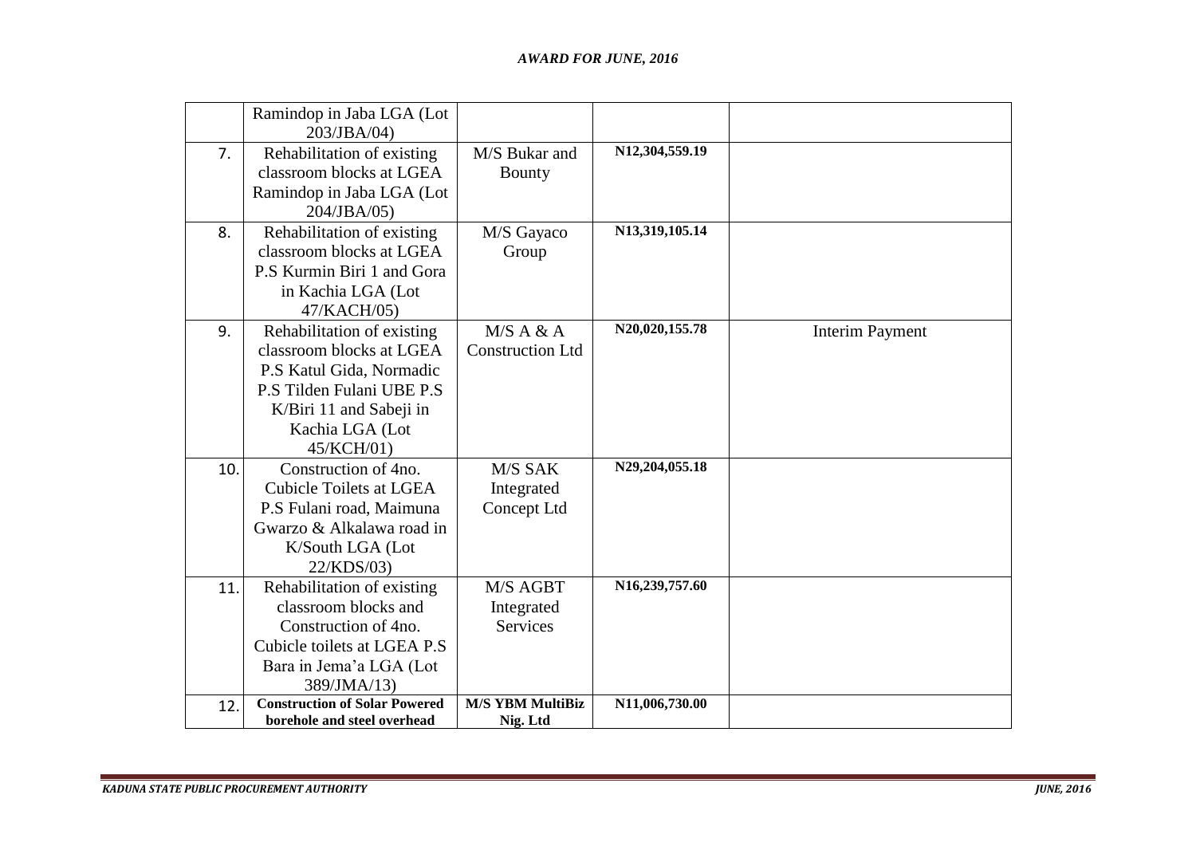*AWARD FOR JUNE, 2016*

| | | | | |
|---|---|---|---|---|
| | Ramindop in Jaba LGA (Lot 203/JBA/04) | | | |
| 7. | Rehabilitation of existing classroom blocks at LGEA Ramindop in Jaba LGA (Lot 204/JBA/05) | M/S Bukar and Bounty | N12,304,559.19 | |
| 8. | Rehabilitation of existing classroom blocks at LGEA P.S Kurmin Biri 1 and Gora in Kachia LGA (Lot 47/KACH/05) | M/S Gayaco Group | N13,319,105.14 | |
| 9. | Rehabilitation of existing classroom blocks at LGEA P.S Katul Gida, Normadic P.S Tilden Fulani UBE P.S K/Biri 11 and Sabeji in Kachia LGA (Lot 45/KCH/01) | M/S A & A Construction Ltd | N20,020,155.78 | Interim Payment |
| 10. | Construction of 4no. Cubicle Toilets at LGEA P.S Fulani road, Maimuna Gwarzo & Alkalawa road in K/South LGA (Lot 22/KDS/03) | M/S SAK Integrated Concept Ltd | N29,204,055.18 | |
| 11. | Rehabilitation of existing classroom blocks and Construction of 4no. Cubicle toilets at LGEA P.S Bara in Jema'a LGA (Lot 389/JMA/13) | M/S AGBT Integrated Services | N16,239,757.60 | |
| 12. | **Construction of Solar Powered borehole and steel overhead** | **M/S YBM MultiBiz Nig. Ltd** | N11,006,730.00 | |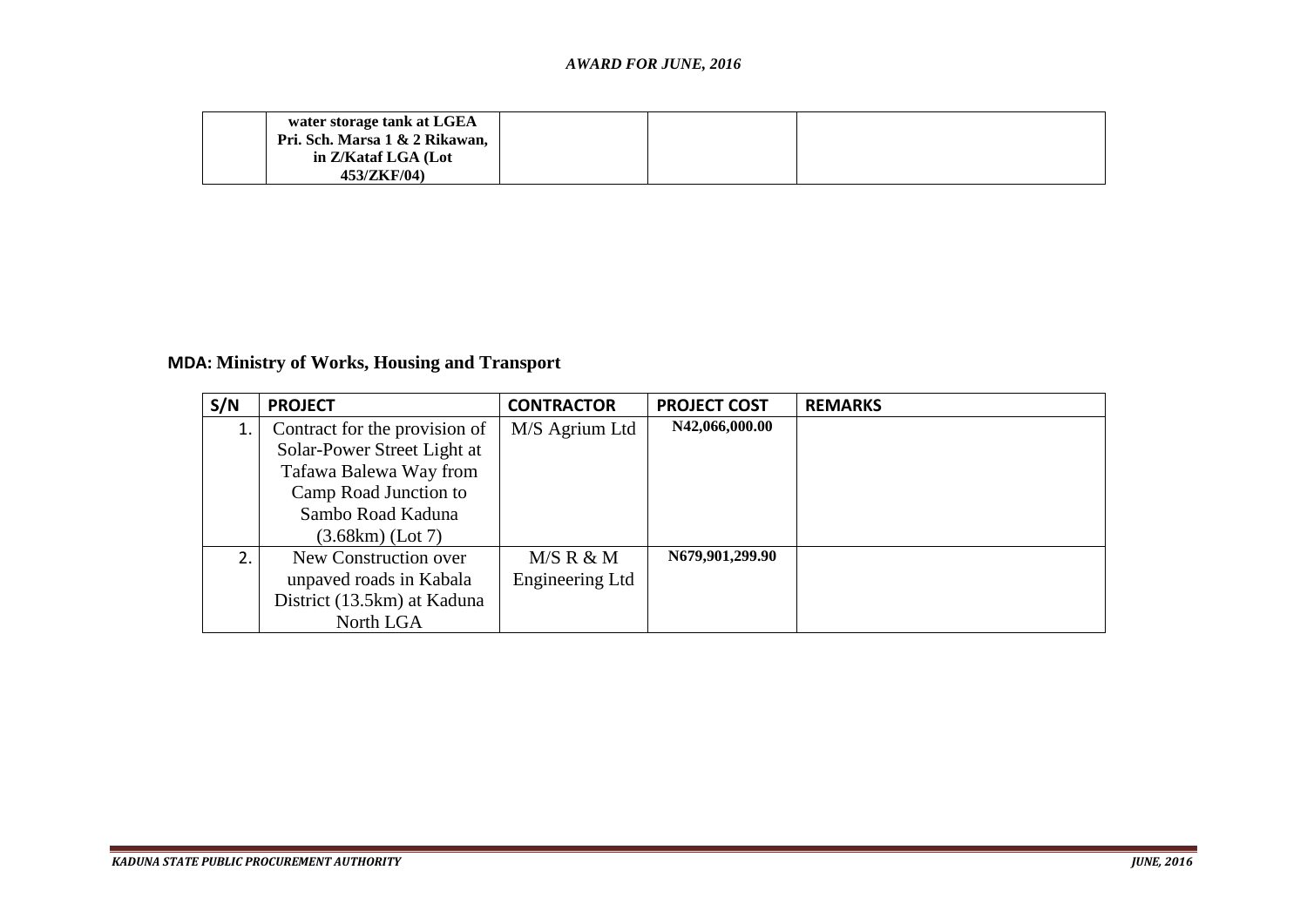| | | | | |
|---|---|---|---|---|
| | **water storage tank at LGEA Pri. Sch. Marsa 1 & 2 Rikawan, in Z/Kataf LGA (Lot 453/ZKF/04)** | | | |

**MDA: Ministry of Works, Housing and Transport**

| S/N | PROJECT | CONTRACTOR | PROJECT COST | REMARKS |
|---|---|---|---|---|
| 1. | Contract for the provision of Solar-Power Street Light at Tafawa Balewa Way from Camp Road Junction to Sambo Road Kaduna (3.68km) (Lot 7) | M/S Agrium Ltd | **N42,066,000.00** | |
| 2. | New Construction over unpaved roads in Kabala District (13.5km) at Kaduna North LGA | M/S R & M Engineering Ltd | **N679,901,299.90** | |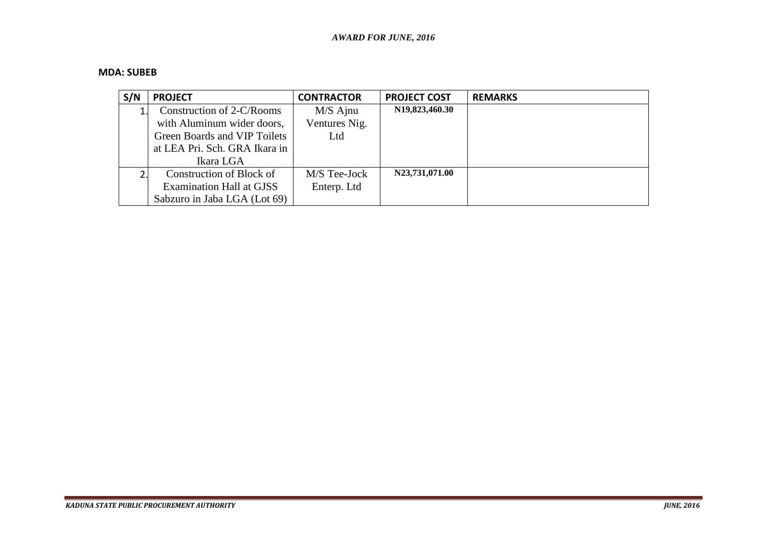*AWARD FOR JUNE, 2016*

**MDA: SUBEB**

| S/N | PROJECT | CONTRACTOR | PROJECT COST | REMARKS |
|---|---|---|---|---|
| 1. | Construction of 2-C/Rooms with Aluminum wider doors, Green Boards and VIP Toilets at LEA Pri. Sch. GRA Ikara in Ikara LGA | M/S Ajnu Ventures Nig. Ltd | **N19,823,460.30** | |
| 2. | Construction of Block of Examination Hall at GJSS Sabzuro in Jaba LGA (Lot 69) | M/S Tee-Jock Enterp. Ltd | **N23,731,071.00** | |